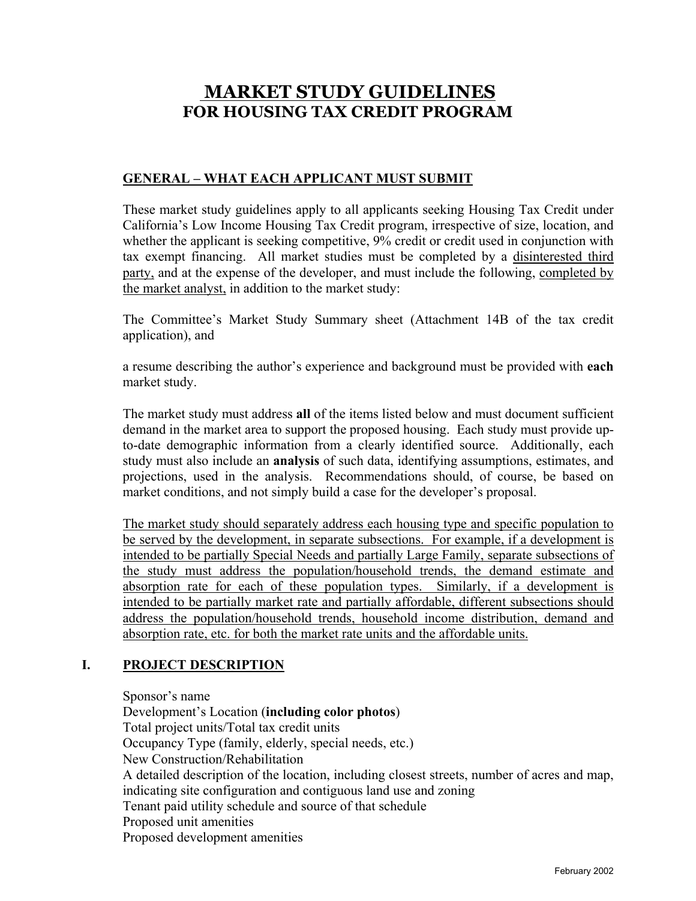# MARKET STUDY GUIDELINES
## FOR HOUSING TAX CREDIT PROGRAM

### GENERAL – WHAT EACH APPLICANT MUST SUBMIT

These market study guidelines apply to all applicants seeking Housing Tax Credit under California's Low Income Housing Tax Credit program, irrespective of size, location, and whether the applicant is seeking competitive, 9% credit or credit used in conjunction with tax exempt financing. All market studies must be completed by a disinterested third party, and at the expense of the developer, and must include the following, completed by the market analyst, in addition to the market study:

The Committee's Market Study Summary sheet (Attachment 14B of the tax credit application), and

a resume describing the author's experience and background must be provided with **each** market study.

The market study must address **all** of the items listed below and must document sufficient demand in the market area to support the proposed housing. Each study must provide up-to-date demographic information from a clearly identified source. Additionally, each study must also include an **analysis** of such data, identifying assumptions, estimates, and projections, used in the analysis. Recommendations should, of course, be based on market conditions, and not simply build a case for the developer's proposal.

The market study should separately address each housing type and specific population to be served by the development, in separate subsections. For example, if a development is intended to be partially Special Needs and partially Large Family, separate subsections of the study must address the population/household trends, the demand estimate and absorption rate for each of these population types. Similarly, if a development is intended to be partially market rate and partially affordable, different subsections should address the population/household trends, household income distribution, demand and absorption rate, etc. for both the market rate units and the affordable units.

## I. PROJECT DESCRIPTION

Sponsor's name  
Development's Location (**including color photos**)  
Total project units/Total tax credit units  
Occupancy Type (family, elderly, special needs, etc.)  
New Construction/Rehabilitation  
A detailed description of the location, including closest streets, number of acres and map, indicating site configuration and contiguous land use and zoning  
Tenant paid utility schedule and source of that schedule  
Proposed unit amenities  
Proposed development amenities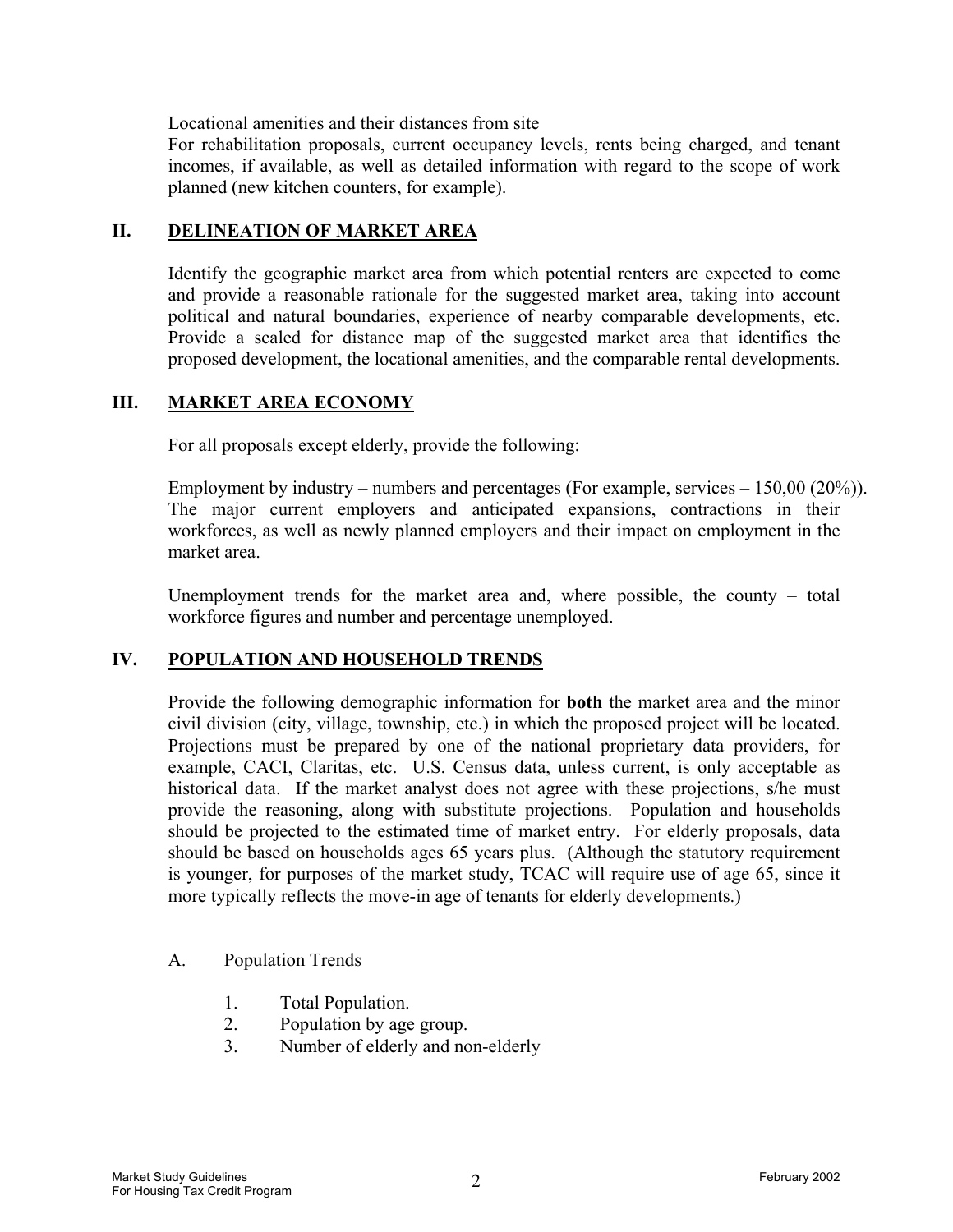Locational amenities and their distances from site

For rehabilitation proposals, current occupancy levels, rents being charged, and tenant incomes, if available, as well as detailed information with regard to the scope of work planned (new kitchen counters, for example).

## II. DELINEATION OF MARKET AREA

Identify the geographic market area from which potential renters are expected to come and provide a reasonable rationale for the suggested market area, taking into account political and natural boundaries, experience of nearby comparable developments, etc. Provide a scaled for distance map of the suggested market area that identifies the proposed development, the locational amenities, and the comparable rental developments.

## III. MARKET AREA ECONOMY

For all proposals except elderly, provide the following:

Employment by industry – numbers and percentages (For example, services – 150,00 (20%)). The major current employers and anticipated expansions, contractions in their workforces, as well as newly planned employers and their impact on employment in the market area.

Unemployment trends for the market area and, where possible, the county – total workforce figures and number and percentage unemployed.

## IV. POPULATION AND HOUSEHOLD TRENDS

Provide the following demographic information for **both** the market area and the minor civil division (city, village, township, etc.) in which the proposed project will be located. Projections must be prepared by one of the national proprietary data providers, for example, CACI, Claritas, etc. U.S. Census data, unless current, is only acceptable as historical data. If the market analyst does not agree with these projections, s/he must provide the reasoning, along with substitute projections. Population and households should be projected to the estimated time of market entry. For elderly proposals, data should be based on households ages 65 years plus. (Although the statutory requirement is younger, for purposes of the market study, TCAC will require use of age 65, since it more typically reflects the move-in age of tenants for elderly developments.)

A. Population Trends

1. Total Population.
2. Population by age group.
3. Number of elderly and non-elderly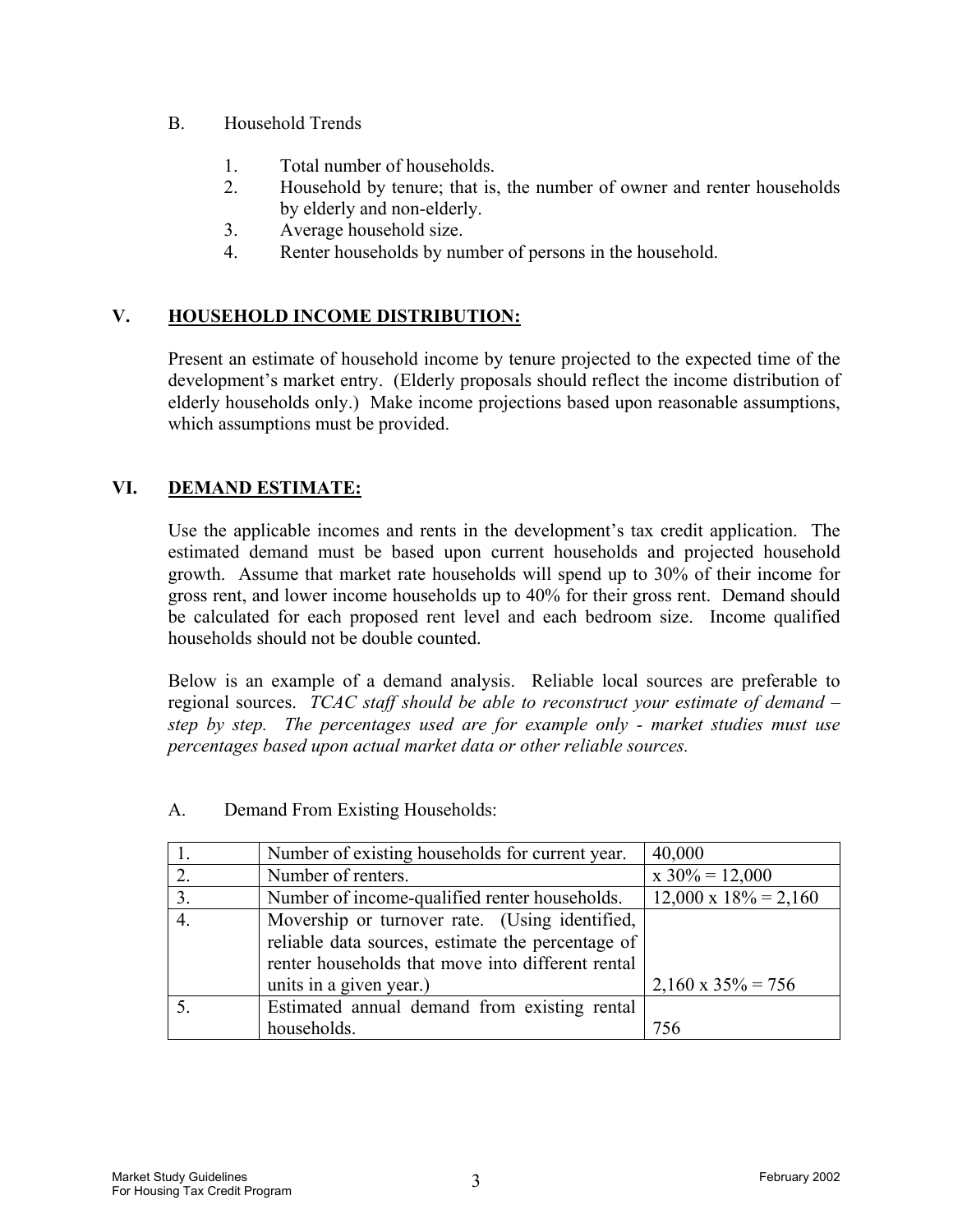B. Household Trends

1. Total number of households.
2. Household by tenure; that is, the number of owner and renter households by elderly and non-elderly.
3. Average household size.
4. Renter households by number of persons in the household.

## V. HOUSEHOLD INCOME DISTRIBUTION:

Present an estimate of household income by tenure projected to the expected time of the development's market entry. (Elderly proposals should reflect the income distribution of elderly households only.) Make income projections based upon reasonable assumptions, which assumptions must be provided.

## VI. DEMAND ESTIMATE:

Use the applicable incomes and rents in the development's tax credit application. The estimated demand must be based upon current households and projected household growth. Assume that market rate households will spend up to 30% of their income for gross rent, and lower income households up to 40% for their gross rent. Demand should be calculated for each proposed rent level and each bedroom size. Income qualified households should not be double counted.

Below is an example of a demand analysis. Reliable local sources are preferable to regional sources. *TCAC staff should be able to reconstruct your estimate of demand – step by step. The percentages used are for example only - market studies must use percentages based upon actual market data or other reliable sources.*

A. Demand From Existing Households:

| | | |
|---|---|---|
| 1. | Number of existing households for current year. | 40,000 |
| 2. | Number of renters. | x 30% = 12,000 |
| 3. | Number of income-qualified renter households. | 12,000 x 18% = 2,160 |
| 4. | Movership or turnover rate. (Using identified, reliable data sources, estimate the percentage of renter households that move into different rental units in a given year.) | 2,160 x 35% = 756 |
| 5. | Estimated annual demand from existing rental households. | 756 |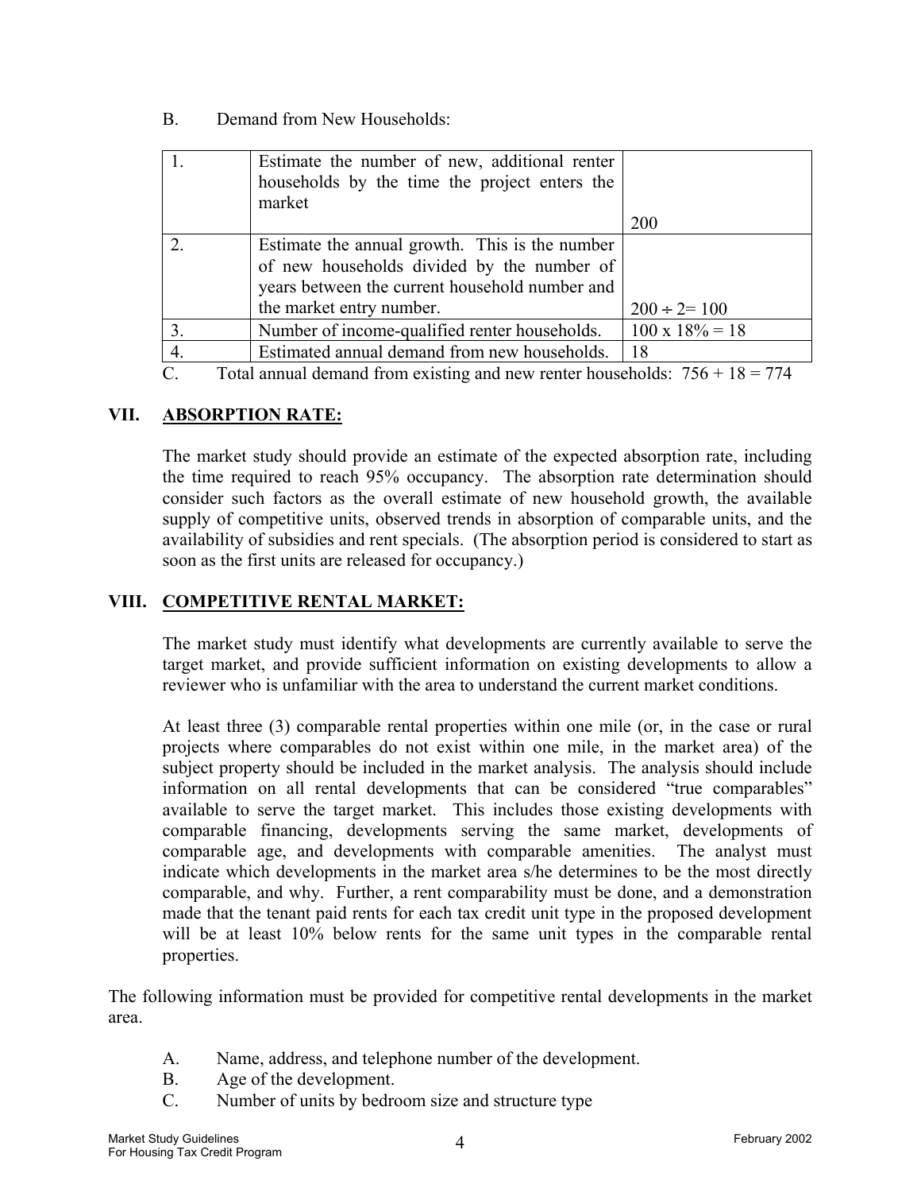B. Demand from New Households:

| | | |
|---|---|---|
| 1. | Estimate the number of new, additional renter households by the time the project enters the market | 200 |
| 2. | Estimate the annual growth. This is the number of new households divided by the number of years between the current household number and the market entry number. | 200 ÷ 2= 100 |
| 3. | Number of income-qualified renter households. | 100 x 18% = 18 |
| 4. | Estimated annual demand from new households. | 18 |

C. Total annual demand from existing and new renter households: 756 + 18 = 774

## VII. ABSORPTION RATE:

The market study should provide an estimate of the expected absorption rate, including the time required to reach 95% occupancy. The absorption rate determination should consider such factors as the overall estimate of new household growth, the available supply of competitive units, observed trends in absorption of comparable units, and the availability of subsidies and rent specials. (The absorption period is considered to start as soon as the first units are released for occupancy.)

## VIII. COMPETITIVE RENTAL MARKET:

The market study must identify what developments are currently available to serve the target market, and provide sufficient information on existing developments to allow a reviewer who is unfamiliar with the area to understand the current market conditions.

At least three (3) comparable rental properties within one mile (or, in the case or rural projects where comparables do not exist within one mile, in the market area) of the subject property should be included in the market analysis. The analysis should include information on all rental developments that can be considered "true comparables" available to serve the target market. This includes those existing developments with comparable financing, developments serving the same market, developments of comparable age, and developments with comparable amenities. The analyst must indicate which developments in the market area s/he determines to be the most directly comparable, and why. Further, a rent comparability must be done, and a demonstration made that the tenant paid rents for each tax credit unit type in the proposed development will be at least 10% below rents for the same unit types in the comparable rental properties.

The following information must be provided for competitive rental developments in the market area.

A. Name, address, and telephone number of the development.
B. Age of the development.
C. Number of units by bedroom size and structure type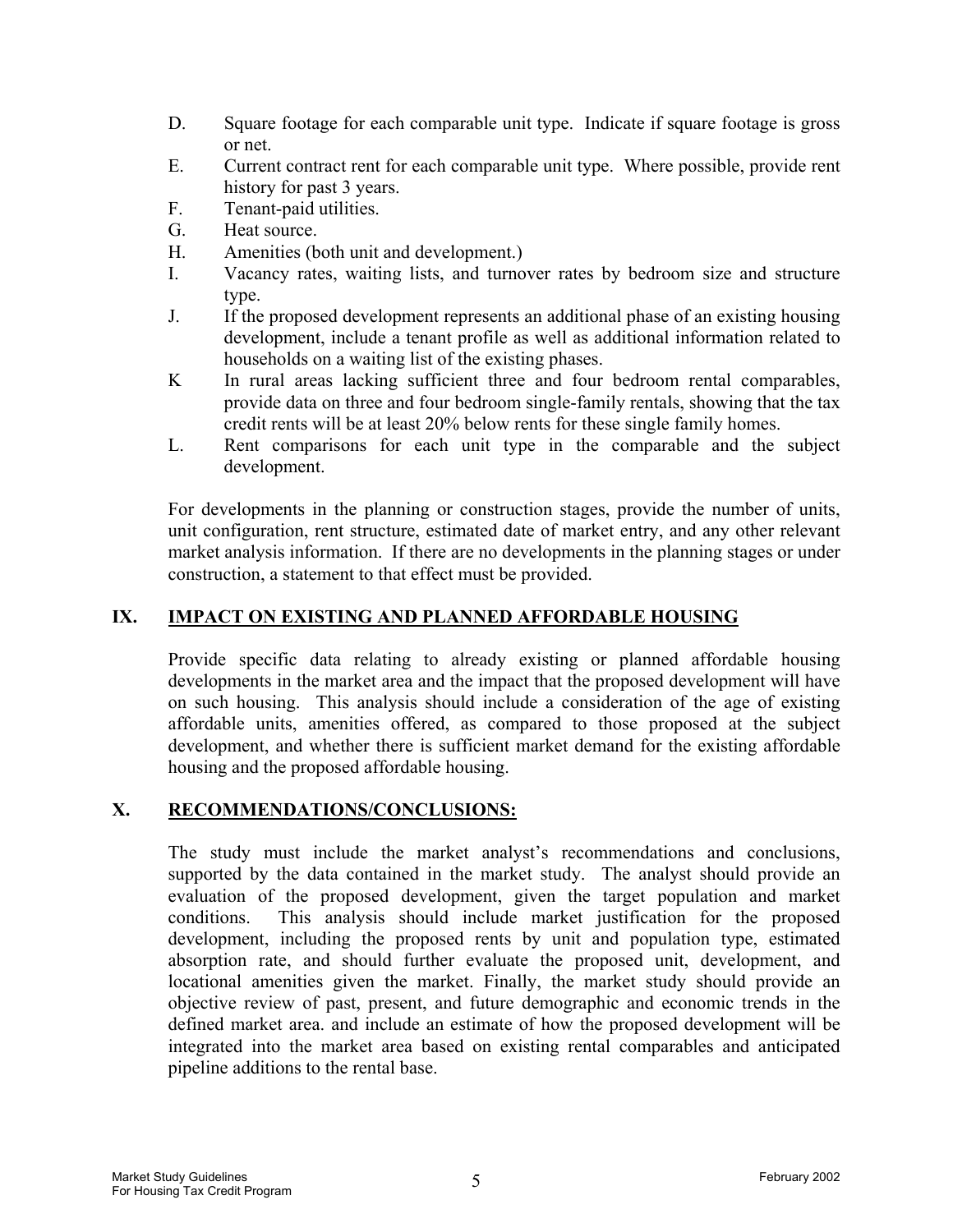D. Square footage for each comparable unit type. Indicate if square footage is gross or net.

E. Current contract rent for each comparable unit type. Where possible, provide rent history for past 3 years.

F. Tenant-paid utilities.

G. Heat source.

H. Amenities (both unit and development.)

I. Vacancy rates, waiting lists, and turnover rates by bedroom size and structure type.

J. If the proposed development represents an additional phase of an existing housing development, include a tenant profile as well as additional information related to households on a waiting list of the existing phases.

K In rural areas lacking sufficient three and four bedroom rental comparables, provide data on three and four bedroom single-family rentals, showing that the tax credit rents will be at least 20% below rents for these single family homes.

L. Rent comparisons for each unit type in the comparable and the subject development.

For developments in the planning or construction stages, provide the number of units, unit configuration, rent structure, estimated date of market entry, and any other relevant market analysis information. If there are no developments in the planning stages or under construction, a statement to that effect must be provided.

## IX. IMPACT ON EXISTING AND PLANNED AFFORDABLE HOUSING

Provide specific data relating to already existing or planned affordable housing developments in the market area and the impact that the proposed development will have on such housing. This analysis should include a consideration of the age of existing affordable units, amenities offered, as compared to those proposed at the subject development, and whether there is sufficient market demand for the existing affordable housing and the proposed affordable housing.

## X. RECOMMENDATIONS/CONCLUSIONS:

The study must include the market analyst's recommendations and conclusions, supported by the data contained in the market study. The analyst should provide an evaluation of the proposed development, given the target population and market conditions. This analysis should include market justification for the proposed development, including the proposed rents by unit and population type, estimated absorption rate, and should further evaluate the proposed unit, development, and locational amenities given the market. Finally, the market study should provide an objective review of past, present, and future demographic and economic trends in the defined market area. and include an estimate of how the proposed development will be integrated into the market area based on existing rental comparables and anticipated pipeline additions to the rental base.